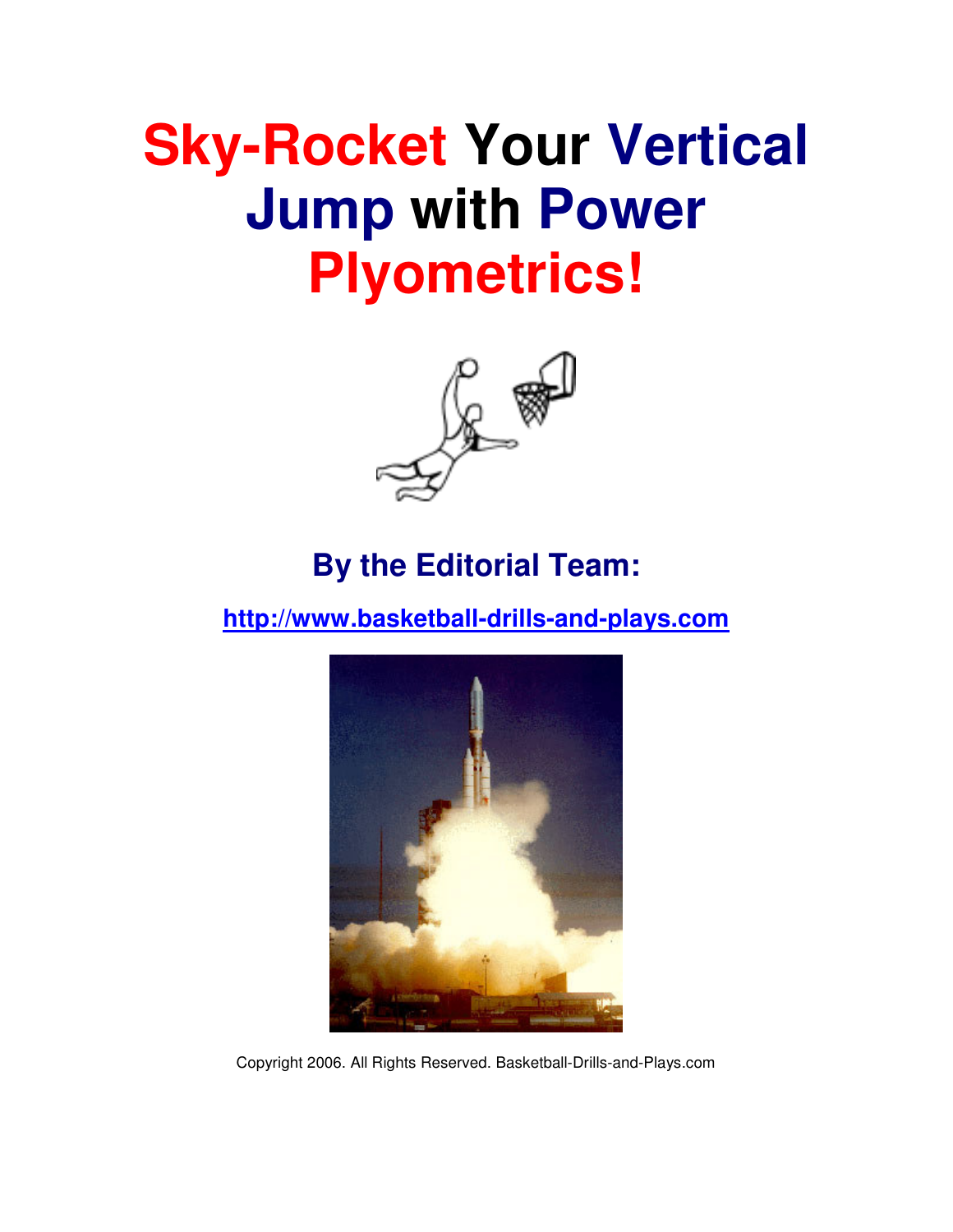# Sky-Rocket Your Vertical Jump with Power Plyometrics!

## By the Editorial Team:

**http://www.basketball-drills-and-plays.com**

Copyright 2006. All Rights Reserved. Basketball-Drills-and-Plays.com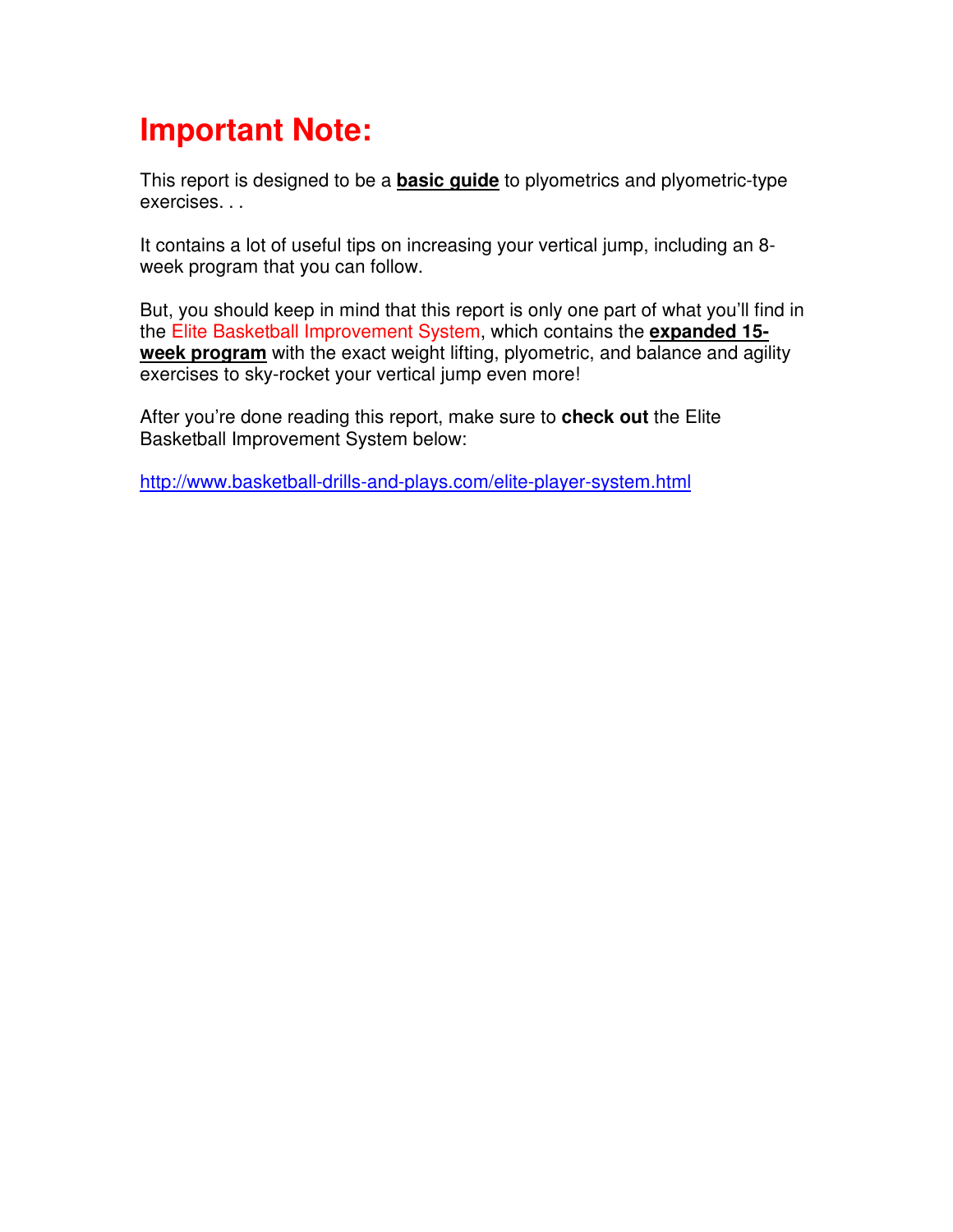# Important Note:

This report is designed to be a **basic guide** to plyometrics and plyometric-type exercises. . .

It contains a lot of useful tips on increasing your vertical jump, including an 8-week program that you can follow.

But, you should keep in mind that this report is only one part of what you'll find in the Elite Basketball Improvement System, which contains the **expanded 15-week program** with the exact weight lifting, plyometric, and balance and agility exercises to sky-rocket your vertical jump even more!

After you're done reading this report, make sure to **check out** the Elite Basketball Improvement System below:

http://www.basketball-drills-and-plays.com/elite-player-system.html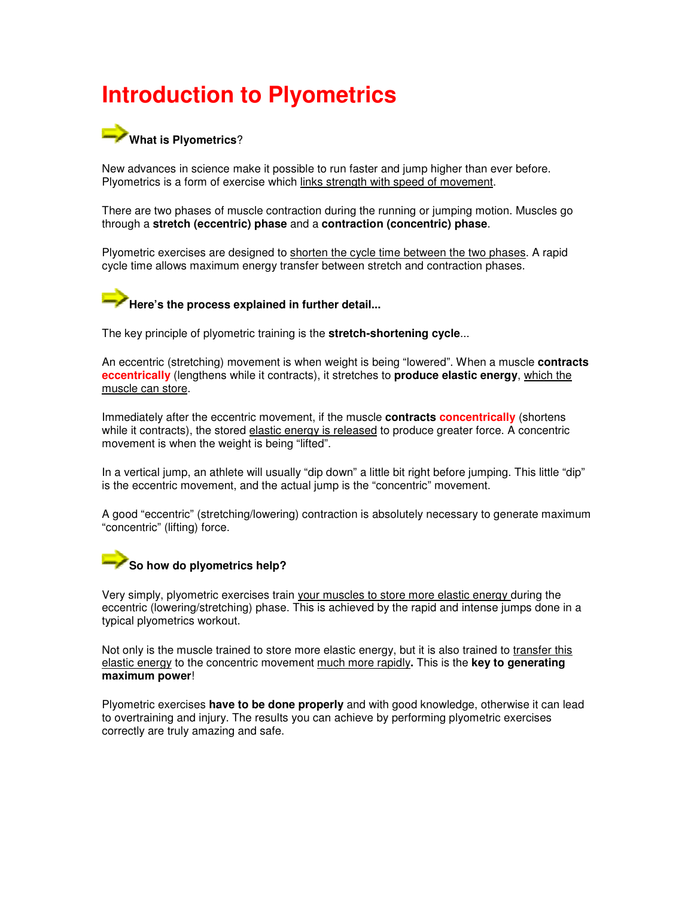# Introduction to Plyometrics

### What is Plyometrics?

New advances in science make it possible to run faster and jump higher than ever before. Plyometrics is a form of exercise which links strength with speed of movement.

There are two phases of muscle contraction during the running or jumping motion. Muscles go through a **stretch (eccentric) phase** and a **contraction (concentric) phase**.

Plyometric exercises are designed to shorten the cycle time between the two phases. A rapid cycle time allows maximum energy transfer between stretch and contraction phases.

### Here's the process explained in further detail...

The key principle of plyometric training is the **stretch-shortening cycle**...

An eccentric (stretching) movement is when weight is being "lowered". When a muscle **contracts eccentrically** (lengthens while it contracts), it stretches to **produce elastic energy**, which the muscle can store.

Immediately after the eccentric movement, if the muscle **contracts concentrically** (shortens while it contracts), the stored elastic energy is released to produce greater force. A concentric movement is when the weight is being "lifted".

In a vertical jump, an athlete will usually "dip down" a little bit right before jumping. This little "dip" is the eccentric movement, and the actual jump is the "concentric" movement.

A good "eccentric" (stretching/lowering) contraction is absolutely necessary to generate maximum "concentric" (lifting) force.

### So how do plyometrics help?

Very simply, plyometric exercises train your muscles to store more elastic energy during the eccentric (lowering/stretching) phase. This is achieved by the rapid and intense jumps done in a typical plyometrics workout.

Not only is the muscle trained to store more elastic energy, but it is also trained to transfer this elastic energy to the concentric movement much more rapidly**.** This is the **key to generating maximum power**!

Plyometric exercises **have to be done properly** and with good knowledge, otherwise it can lead to overtraining and injury. The results you can achieve by performing plyometric exercises correctly are truly amazing and safe.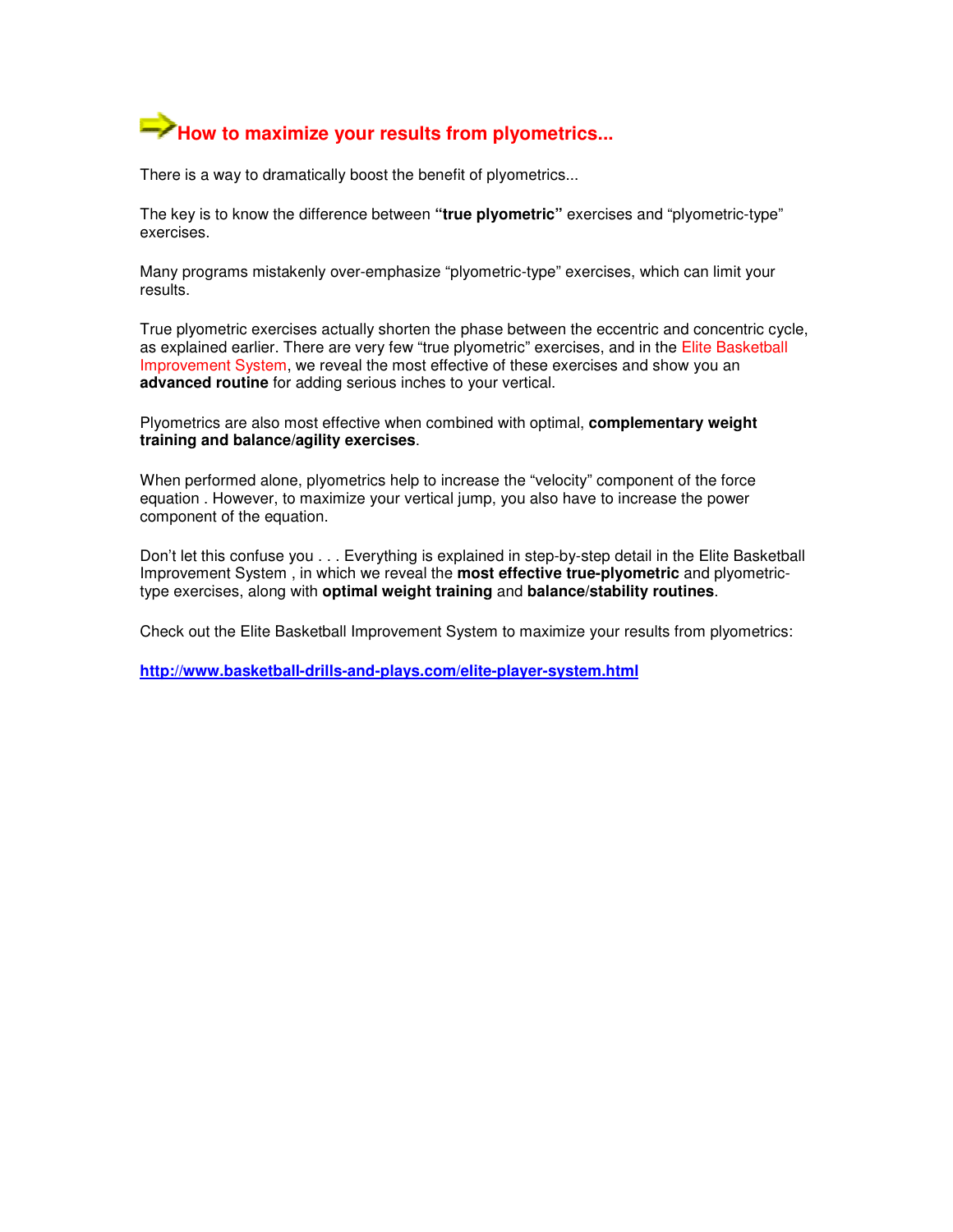## How to maximize your results from plyometrics...

There is a way to dramatically boost the benefit of plyometrics...

The key is to know the difference between **"true plyometric"** exercises and "plyometric-type" exercises.

Many programs mistakenly over-emphasize "plyometric-type" exercises, which can limit your results.

True plyometric exercises actually shorten the phase between the eccentric and concentric cycle, as explained earlier. There are very few "true plyometric" exercises, and in the Elite Basketball Improvement System, we reveal the most effective of these exercises and show you an **advanced routine** for adding serious inches to your vertical.

Plyometrics are also most effective when combined with optimal, **complementary weight training and balance/agility exercises**.

When performed alone, plyometrics help to increase the "velocity" component of the force equation . However, to maximize your vertical jump, you also have to increase the power component of the equation.

Don't let this confuse you . . . Everything is explained in step-by-step detail in the Elite Basketball Improvement System , in which we reveal the **most effective true-plyometric** and plyometric-type exercises, along with **optimal weight training** and **balance/stability routines**.

Check out the Elite Basketball Improvement System to maximize your results from plyometrics:

**http://www.basketball-drills-and-plays.com/elite-player-system.html**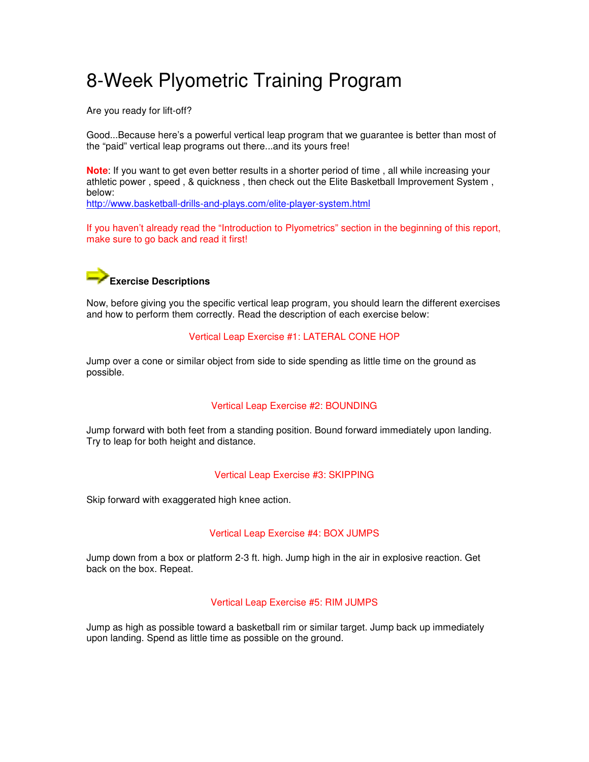# 8-Week Plyometric Training Program

Are you ready for lift-off?

Good...Because here's a powerful vertical leap program that we guarantee is better than most of the "paid" vertical leap programs out there...and its yours free!

**Note**: If you want to get even better results in a shorter period of time , all while increasing your athletic power , speed , & quickness , then check out the Elite Basketball Improvement System , below:
http://www.basketball-drills-and-plays.com/elite-player-system.html

If you haven't already read the "Introduction to Plyometrics" section in the beginning of this report, make sure to go back and read it first!

## Exercise Descriptions

Now, before giving you the specific vertical leap program, you should learn the different exercises and how to perform them correctly. Read the description of each exercise below:

### Vertical Leap Exercise #1: LATERAL CONE HOP

Jump over a cone or similar object from side to side spending as little time on the ground as possible.

### Vertical Leap Exercise #2: BOUNDING

Jump forward with both feet from a standing position. Bound forward immediately upon landing. Try to leap for both height and distance.

### Vertical Leap Exercise #3: SKIPPING

Skip forward with exaggerated high knee action.

### Vertical Leap Exercise #4: BOX JUMPS

Jump down from a box or platform 2-3 ft. high. Jump high in the air in explosive reaction. Get back on the box. Repeat.

### Vertical Leap Exercise #5: RIM JUMPS

Jump as high as possible toward a basketball rim or similar target. Jump back up immediately upon landing. Spend as little time as possible on the ground.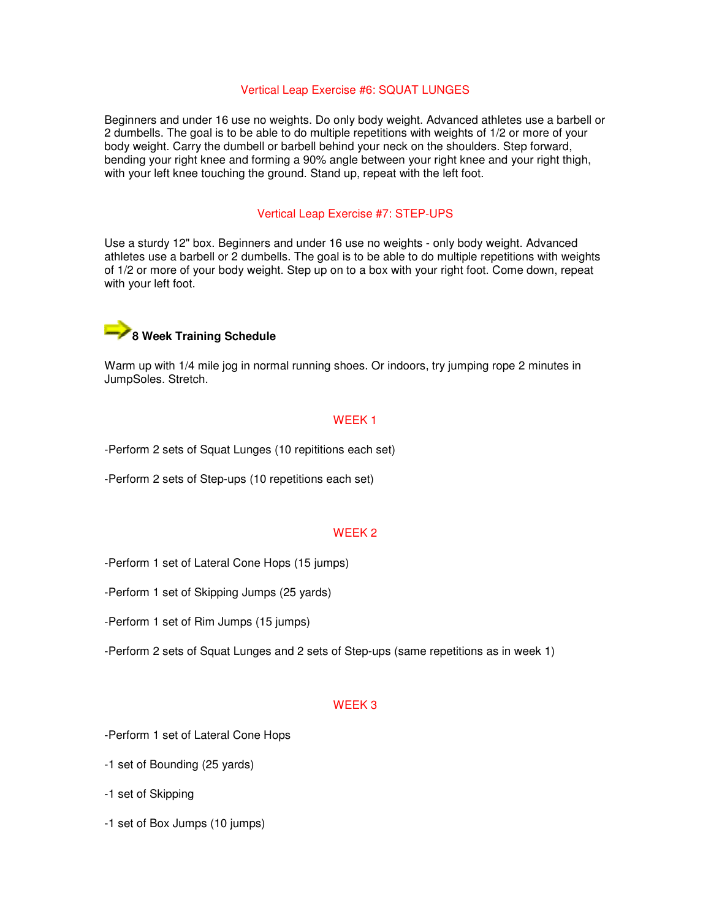## Vertical Leap Exercise #6: SQUAT LUNGES

Beginners and under 16 use no weights. Do only body weight. Advanced athletes use a barbell or 2 dumbells. The goal is to be able to do multiple repetitions with weights of 1/2 or more of your body weight. Carry the dumbell or barbell behind your neck on the shoulders. Step forward, bending your right knee and forming a 90% angle between your right knee and your right thigh, with your left knee touching the ground. Stand up, repeat with the left foot.

## Vertical Leap Exercise #7: STEP-UPS

Use a sturdy 12" box. Beginners and under 16 use no weights - only body weight. Advanced athletes use a barbell or 2 dumbells. The goal is to be able to do multiple repetitions with weights of 1/2 or more of your body weight. Step up on to a box with your right foot. Come down, repeat with your left foot.

## 8 Week Training Schedule

Warm up with 1/4 mile jog in normal running shoes. Or indoors, try jumping rope 2 minutes in JumpSoles. Stretch.

### WEEK 1

-Perform 2 sets of Squat Lunges (10 repititions each set)

-Perform 2 sets of Step-ups (10 repetitions each set)

### WEEK 2

-Perform 1 set of Lateral Cone Hops (15 jumps)

-Perform 1 set of Skipping Jumps (25 yards)

-Perform 1 set of Rim Jumps (15 jumps)

-Perform 2 sets of Squat Lunges and 2 sets of Step-ups (same repetitions as in week 1)

### WEEK 3

-Perform 1 set of Lateral Cone Hops

-1 set of Bounding (25 yards)

-1 set of Skipping

-1 set of Box Jumps (10 jumps)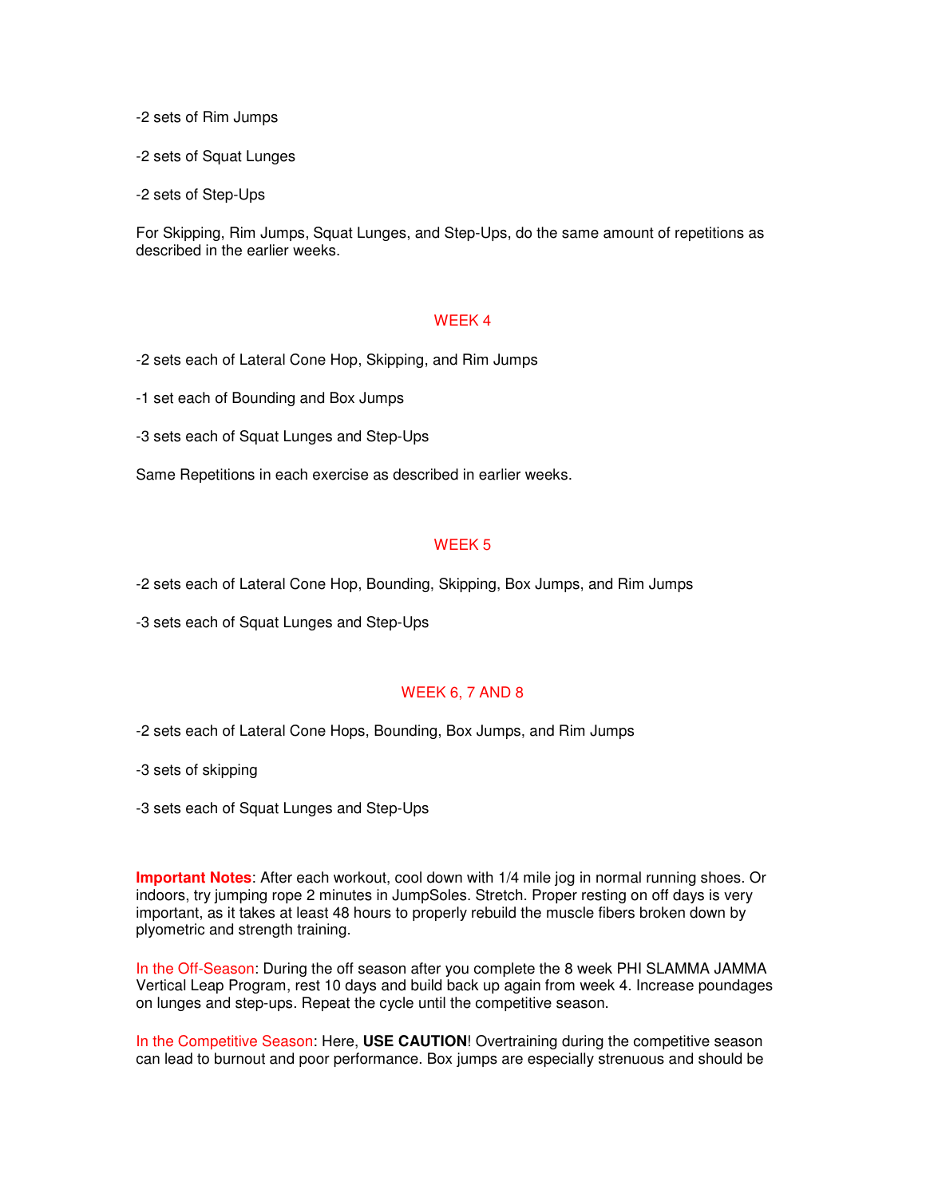-2 sets of Rim Jumps

-2 sets of Squat Lunges

-2 sets of Step-Ups

For Skipping, Rim Jumps, Squat Lunges, and Step-Ups, do the same amount of repetitions as described in the earlier weeks.

## WEEK 4

-2 sets each of Lateral Cone Hop, Skipping, and Rim Jumps

-1 set each of Bounding and Box Jumps

-3 sets each of Squat Lunges and Step-Ups

Same Repetitions in each exercise as described in earlier weeks.

## WEEK 5

-2 sets each of Lateral Cone Hop, Bounding, Skipping, Box Jumps, and Rim Jumps

-3 sets each of Squat Lunges and Step-Ups

## WEEK 6, 7 AND 8

-2 sets each of Lateral Cone Hops, Bounding, Box Jumps, and Rim Jumps

-3 sets of skipping

-3 sets each of Squat Lunges and Step-Ups

**Important Notes**: After each workout, cool down with 1/4 mile jog in normal running shoes. Or indoors, try jumping rope 2 minutes in JumpSoles. Stretch. Proper resting on off days is very important, as it takes at least 48 hours to properly rebuild the muscle fibers broken down by plyometric and strength training.

In the Off-Season: During the off season after you complete the 8 week PHI SLAMMA JAMMA Vertical Leap Program, rest 10 days and build back up again from week 4. Increase poundages on lunges and step-ups. Repeat the cycle until the competitive season.

In the Competitive Season: Here, **USE CAUTION**! Overtraining during the competitive season can lead to burnout and poor performance. Box jumps are especially strenuous and should be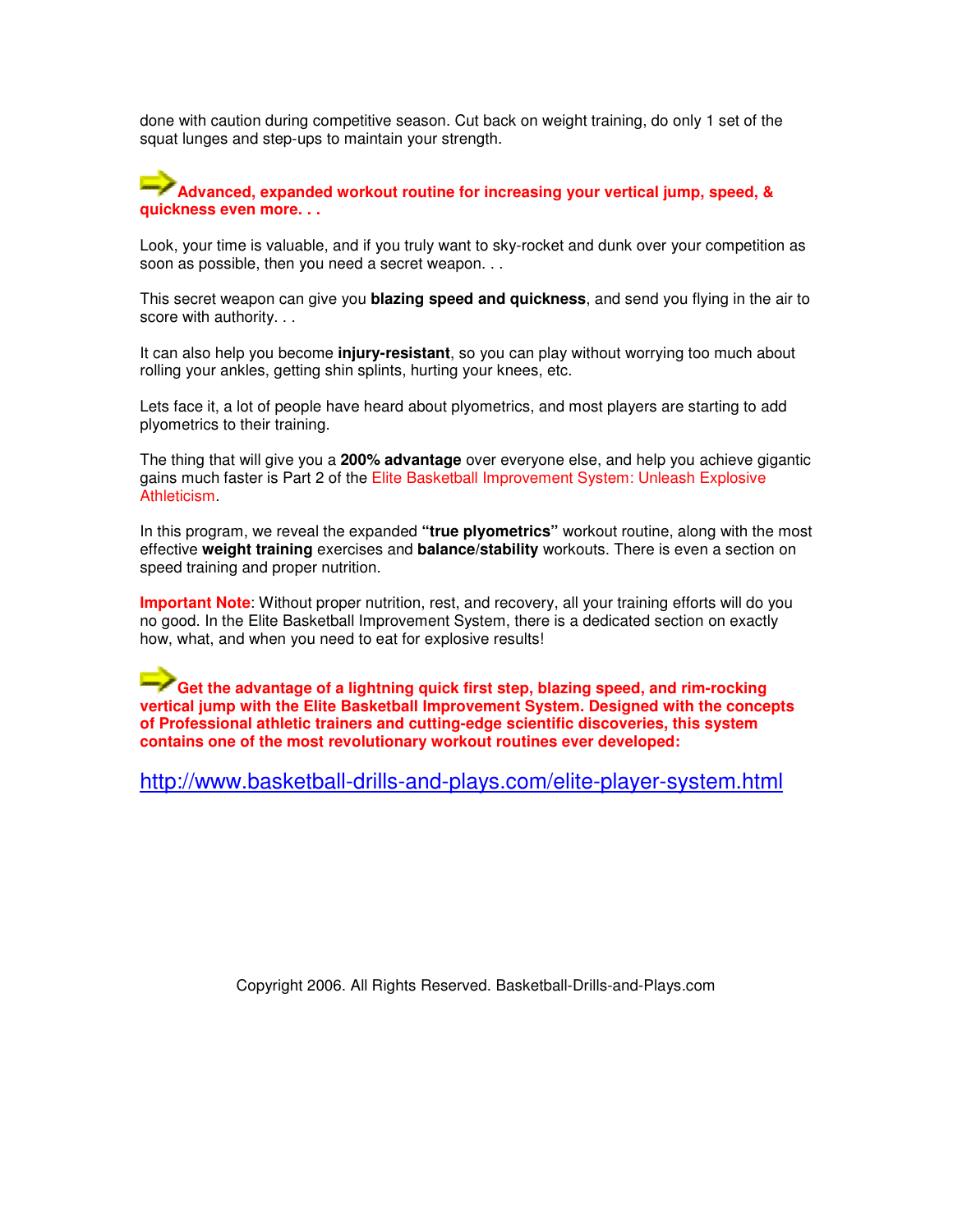done with caution during competitive season. Cut back on weight training, do only 1 set of the squat lunges and step-ups to maintain your strength.

**Advanced, expanded workout routine for increasing your vertical jump, speed, & quickness even more. . .**

Look, your time is valuable, and if you truly want to sky-rocket and dunk over your competition as soon as possible, then you need a secret weapon. . .

This secret weapon can give you **blazing speed and quickness**, and send you flying in the air to score with authority. . .

It can also help you become **injury-resistant**, so you can play without worrying too much about rolling your ankles, getting shin splints, hurting your knees, etc.

Lets face it, a lot of people have heard about plyometrics, and most players are starting to add plyometrics to their training.

The thing that will give you a **200% advantage** over everyone else, and help you achieve gigantic gains much faster is Part 2 of the Elite Basketball Improvement System: Unleash Explosive Athleticism.

In this program, we reveal the expanded **"true plyometrics"** workout routine, along with the most effective **weight training** exercises and **balance/stability** workouts. There is even a section on speed training and proper nutrition.

**Important Note**: Without proper nutrition, rest, and recovery, all your training efforts will do you no good. In the Elite Basketball Improvement System, there is a dedicated section on exactly how, what, and when you need to eat for explosive results!

**Get the advantage of a lightning quick first step, blazing speed, and rim-rocking vertical jump with the Elite Basketball Improvement System. Designed with the concepts of Professional athletic trainers and cutting-edge scientific discoveries, this system contains one of the most revolutionary workout routines ever developed:**

http://www.basketball-drills-and-plays.com/elite-player-system.html

Copyright 2006. All Rights Reserved. Basketball-Drills-and-Plays.com